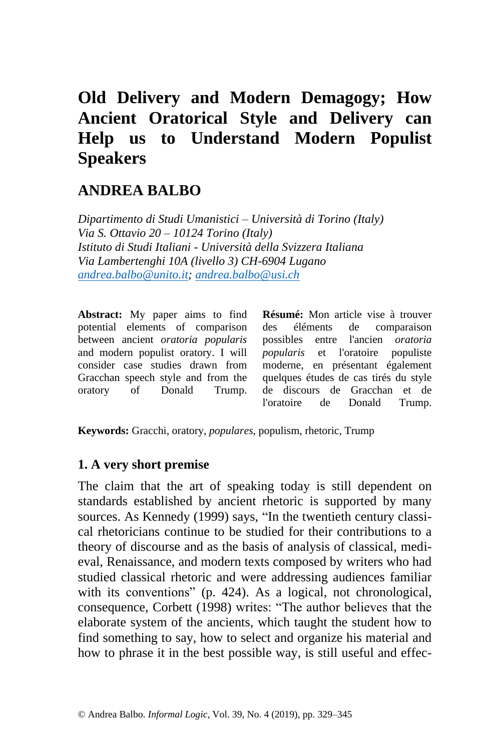# Old Delivery and Modern Demagogy; How Ancient Oratorical Style and Delivery can Help us to Understand Modern Populist Speakers

## ANDREA BALBO

*Dipartimento di Studi Umanistici – Università di Torino (Italy)*
*Via S. Ottavio 20 – 10124 Torino (Italy)*
*Istituto di Studi Italiani - Università della Svizzera Italiana*
*Via Lambertenghi 10A (livello 3) CH-6904 Lugano*
andrea.balbo@unito.it; andrea.balbo@usi.ch

**Abstract:** My paper aims to find potential elements of comparison between ancient *oratoria popularis* and modern populist oratory. I will consider case studies drawn from Gracchan speech style and from the oratory of Donald Trump.

**Résumé:** Mon article vise à trouver des éléments de comparaison possibles entre l'ancien *oratoria popularis* et l'oratoire populiste moderne, en présentant également quelques études de cas tirés du style de discours de Gracchan et de l'oratoire de Donald Trump.

**Keywords:** Gracchi, oratory, *populares*, populism, rhetoric, Trump

### 1. A very short premise

The claim that the art of speaking today is still dependent on standards established by ancient rhetoric is supported by many sources. As Kennedy (1999) says, "In the twentieth century classical rhetoricians continue to be studied for their contributions to a theory of discourse and as the basis of analysis of classical, medieval, Renaissance, and modern texts composed by writers who had studied classical rhetoric and were addressing audiences familiar with its conventions" (p. 424). As a logical, not chronological, consequence, Corbett (1998) writes: "The author believes that the elaborate system of the ancients, which taught the student how to find something to say, how to select and organize his material and how to phrase it in the best possible way, is still useful and effec-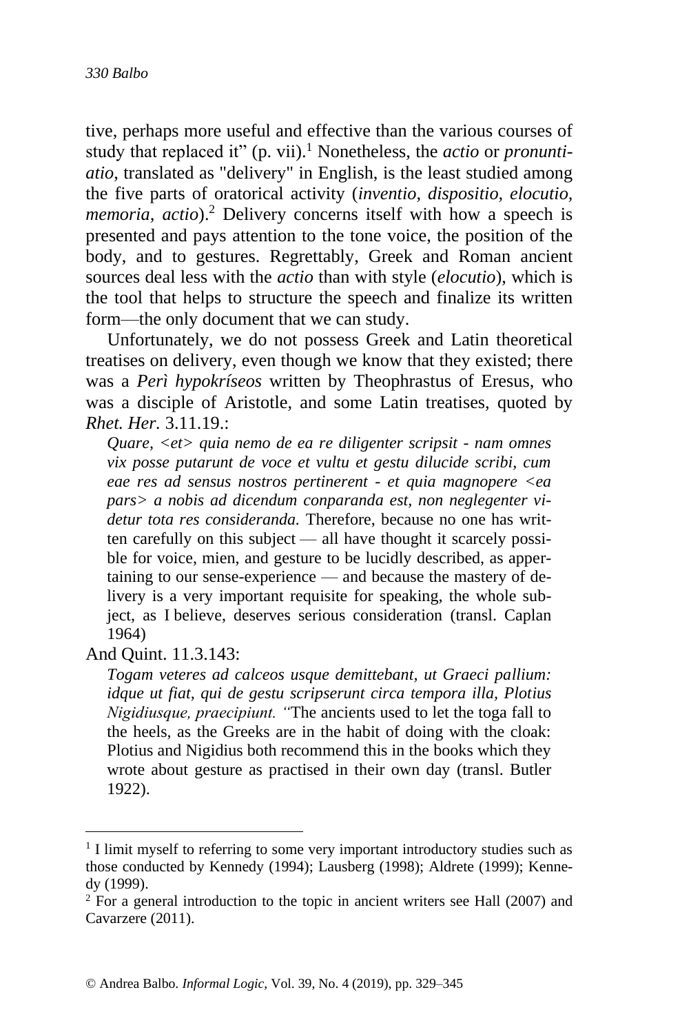tive, perhaps more useful and effective than the various courses of study that replaced it" (p. vii).[1] Nonetheless, the *actio* or *pronuntiatio*, translated as "delivery" in English, is the least studied among the five parts of oratorical activity (*inventio, dispositio, elocutio, memoria, actio*).[2] Delivery concerns itself with how a speech is presented and pays attention to the tone voice, the position of the body, and to gestures. Regrettably, Greek and Roman ancient sources deal less with the *actio* than with style (*elocutio*), which is the tool that helps to structure the speech and finalize its written form—the only document that we can study.

Unfortunately, we do not possess Greek and Latin theoretical treatises on delivery, even though we know that they existed; there was a *Perì hypokríseos* written by Theophrastus of Eresus, who was a disciple of Aristotle, and some Latin treatises, quoted by *Rhet. Her.* 3.11.19.:

> *Quare, <et> quia nemo de ea re diligenter scripsit - nam omnes vix posse putarunt de voce et vultu et gestu dilucide scribi, cum eae res ad sensus nostros pertinerent - et quia magnopere <ea pars> a nobis ad dicendum conparanda est, non neglegenter videtur tota res consideranda.* Therefore, because no one has written carefully on this subject — all have thought it scarcely possible for voice, mien, and gesture to be lucidly described, as appertaining to our sense-experience — and because the mastery of delivery is a very important requisite for speaking, the whole subject, as I believe, deserves serious consideration (transl. Caplan 1964)

And Quint. 11.3.143:

> *Togam veteres ad calceos usque demittebant, ut Graeci pallium: idque ut fiat, qui de gestu scripserunt circa tempora illa, Plotius Nigidiusque, praecipiunt. "*The ancients used to let the toga fall to the heels, as the Greeks are in the habit of doing with the cloak: Plotius and Nigidius both recommend this in the books which they wrote about gesture as practised in their own day (transl. Butler 1922).

---

[1] I limit myself to referring to some very important introductory studies such as those conducted by Kennedy (1994); Lausberg (1998); Aldrete (1999); Kennedy (1999).

[2] For a general introduction to the topic in ancient writers see Hall (2007) and Cavarzere (2011).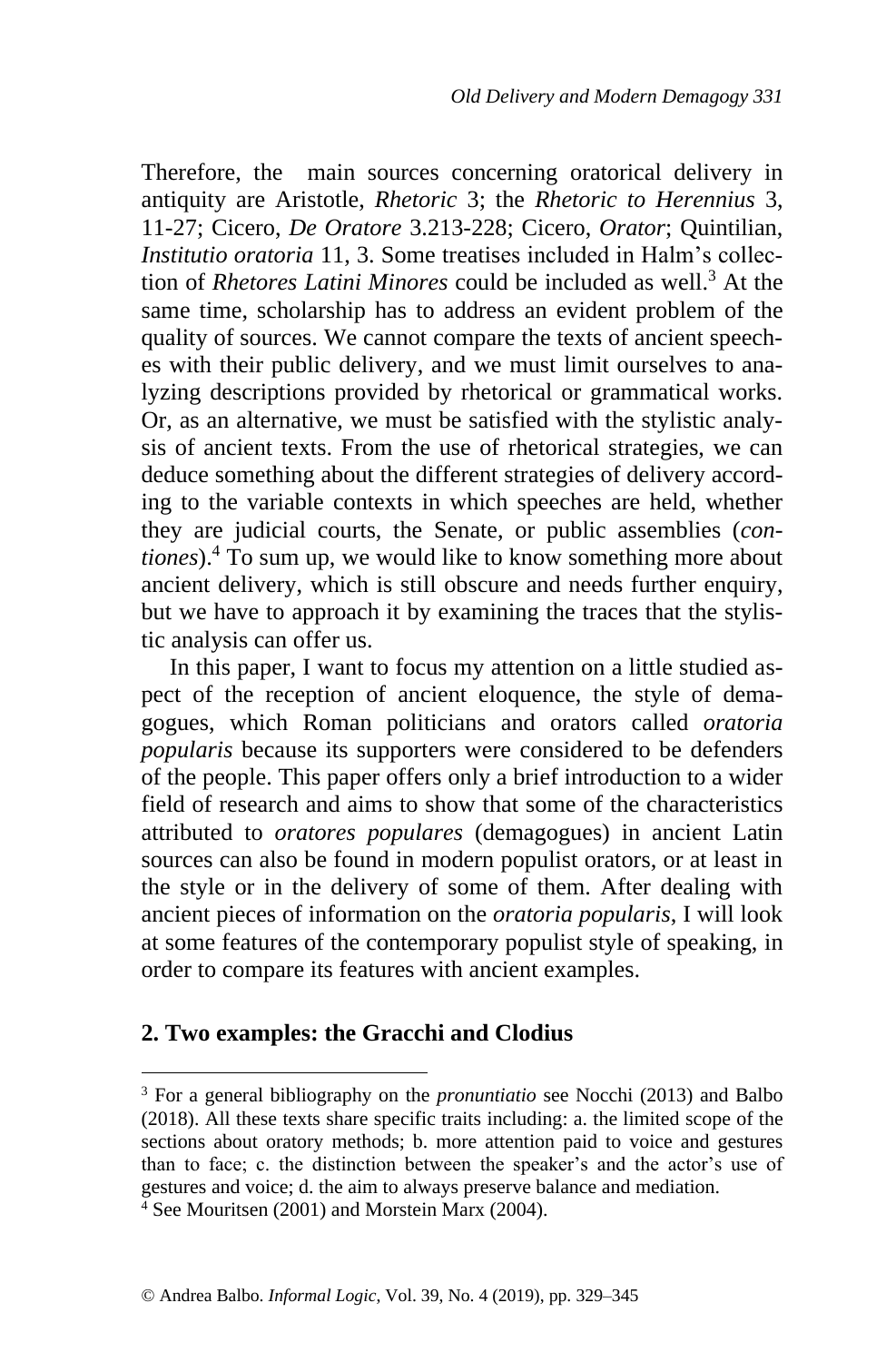Therefore, the main sources concerning oratorical delivery in antiquity are Aristotle, *Rhetoric* 3; the *Rhetoric to Herennius* 3, 11-27; Cicero, *De Oratore* 3.213-228; Cicero, *Orator*; Quintilian, *Institutio oratoria* 11, 3. Some treatises included in Halm's collection of *Rhetores Latini Minores* could be included as well.[3] At the same time, scholarship has to address an evident problem of the quality of sources. We cannot compare the texts of ancient speeches with their public delivery, and we must limit ourselves to analyzing descriptions provided by rhetorical or grammatical works. Or, as an alternative, we must be satisfied with the stylistic analysis of ancient texts. From the use of rhetorical strategies, we can deduce something about the different strategies of delivery according to the variable contexts in which speeches are held, whether they are judicial courts, the Senate, or public assemblies (*contiones*).[4] To sum up, we would like to know something more about ancient delivery, which is still obscure and needs further enquiry, but we have to approach it by examining the traces that the stylistic analysis can offer us.

In this paper, I want to focus my attention on a little studied aspect of the reception of ancient eloquence, the style of demagogues, which Roman politicians and orators called *oratoria popularis* because its supporters were considered to be defenders of the people. This paper offers only a brief introduction to a wider field of research and aims to show that some of the characteristics attributed to *oratores populares* (demagogues) in ancient Latin sources can also be found in modern populist orators, or at least in the style or in the delivery of some of them. After dealing with ancient pieces of information on the *oratoria popularis*, I will look at some features of the contemporary populist style of speaking, in order to compare its features with ancient examples.

## 2. Two examples: the Gracchi and Clodius

[3] For a general bibliography on the *pronuntiatio* see Nocchi (2013) and Balbo (2018). All these texts share specific traits including: a. the limited scope of the sections about oratory methods; b. more attention paid to voice and gestures than to face; c. the distinction between the speaker's and the actor's use of gestures and voice; d. the aim to always preserve balance and mediation.

[4] See Mouritsen (2001) and Morstein Marx (2004).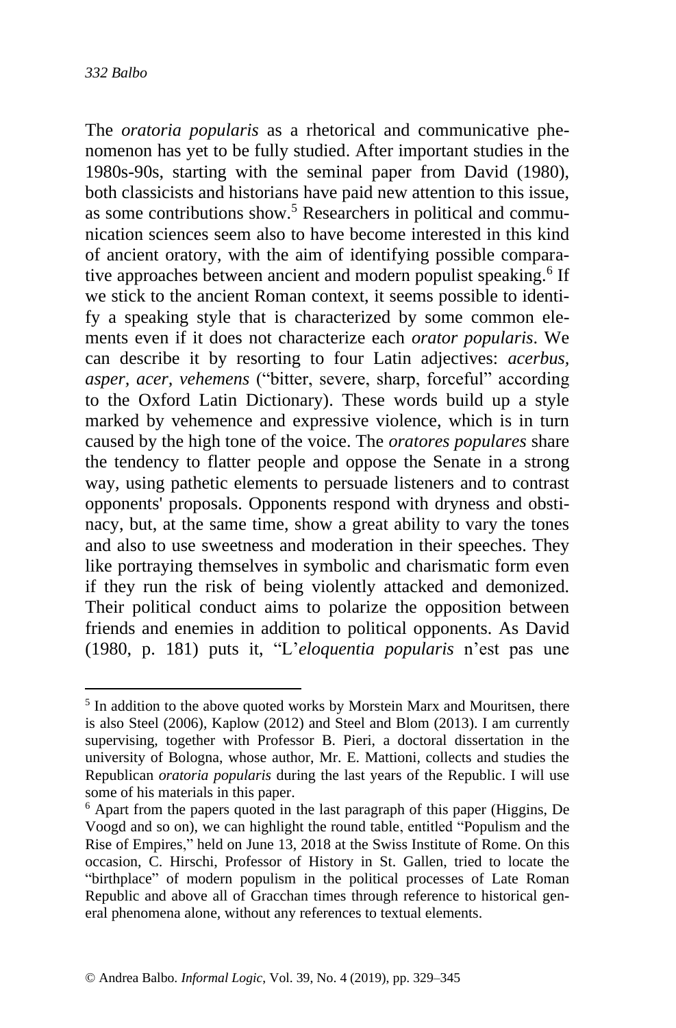The *oratoria popularis* as a rhetorical and communicative phenomenon has yet to be fully studied. After important studies in the 1980s-90s, starting with the seminal paper from David (1980), both classicists and historians have paid new attention to this issue, as some contributions show.[5] Researchers in political and communication sciences seem also to have become interested in this kind of ancient oratory, with the aim of identifying possible comparative approaches between ancient and modern populist speaking.[6] If we stick to the ancient Roman context, it seems possible to identify a speaking style that is characterized by some common elements even if it does not characterize each *orator popularis*. We can describe it by resorting to four Latin adjectives: *acerbus, asper, acer, vehemens* ("bitter, severe, sharp, forceful" according to the Oxford Latin Dictionary). These words build up a style marked by vehemence and expressive violence, which is in turn caused by the high tone of the voice. The *oratores populares* share the tendency to flatter people and oppose the Senate in a strong way, using pathetic elements to persuade listeners and to contrast opponents' proposals. Opponents respond with dryness and obstinacy, but, at the same time, show a great ability to vary the tones and also to use sweetness and moderation in their speeches. They like portraying themselves in symbolic and charismatic form even if they run the risk of being violently attacked and demonized. Their political conduct aims to polarize the opposition between friends and enemies in addition to political opponents. As David (1980, p. 181) puts it, "L'*eloquentia popularis* n'est pas une

---

[5] In addition to the above quoted works by Morstein Marx and Mouritsen, there is also Steel (2006), Kaplow (2012) and Steel and Blom (2013). I am currently supervising, together with Professor B. Pieri, a doctoral dissertation in the university of Bologna, whose author, Mr. E. Mattioni, collects and studies the Republican *oratoria popularis* during the last years of the Republic. I will use some of his materials in this paper.

[6] Apart from the papers quoted in the last paragraph of this paper (Higgins, De Voogd and so on), we can highlight the round table, entitled "Populism and the Rise of Empires," held on June 13, 2018 at the Swiss Institute of Rome. On this occasion, C. Hirschi, Professor of History in St. Gallen, tried to locate the "birthplace" of modern populism in the political processes of Late Roman Republic and above all of Gracchan times through reference to historical general phenomena alone, without any references to textual elements.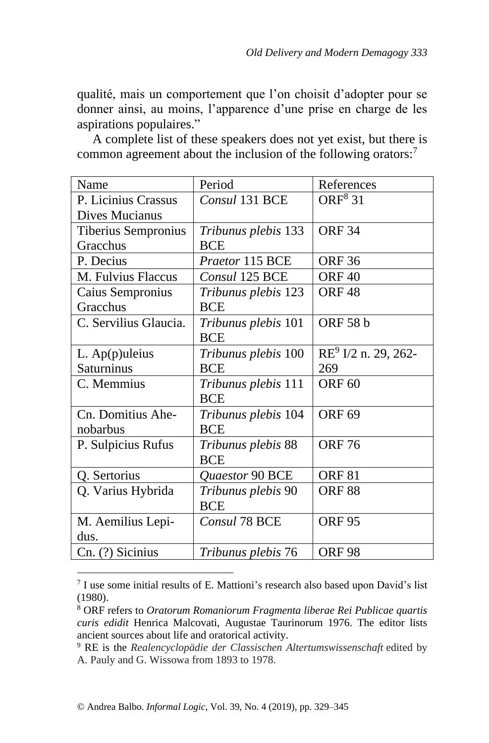qualité, mais un comportement que l'on choisit d'adopter pour se donner ainsi, au moins, l'apparence d'une prise en charge de les aspirations populaires."

A complete list of these speakers does not yet exist, but there is common agreement about the inclusion of the following orators:[7]

| Name | Period | References |
|---|---|---|
| P. Licinius Crassus Dives Mucianus | *Consul* 131 BCE | ORF[8] 31 |
| Tiberius Sempronius Gracchus | *Tribunus plebis* 133 BCE | ORF 34 |
| P. Decius | *Praetor* 115 BCE | ORF 36 |
| M. Fulvius Flaccus | *Consul* 125 BCE | ORF 40 |
| Caius Sempronius Gracchus | *Tribunus plebis* 123 BCE | ORF 48 |
| C. Servilius Glaucia. | *Tribunus plebis* 101 BCE | ORF 58 b |
| L. Ap(p)uleius Saturninus | *Tribunus plebis* 100 BCE | RE[9] I/2 n. 29, 262-269 |
| C. Memmius | *Tribunus plebis* 111 BCE | ORF 60 |
| Cn. Domitius Ahenobarbus | *Tribunus plebis* 104 BCE | ORF 69 |
| P. Sulpicius Rufus | *Tribunus plebis* 88 BCE | ORF 76 |
| Q. Sertorius | *Quaestor* 90 BCE | ORF 81 |
| Q. Varius Hybrida | *Tribunus plebis* 90 BCE | ORF 88 |
| M. Aemilius Lepidus. | *Consul* 78 BCE | ORF 95 |
| Cn. (?) Sicinius | *Tribunus plebis* 76 | ORF 98 |

[7] I use some initial results of E. Mattioni's research also based upon David's list (1980).

[8] ORF refers to *Oratorum Romaniorum Fragmenta liberae Rei Publicae quartis curis edidit* Henrica Malcovati, Augustae Taurinorum 1976. The editor lists ancient sources about life and oratorical activity.

[9] RE is the *Realencyclopädie der Classischen Altertumswissenschaft* edited by A. Pauly and G. Wissowa from 1893 to 1978.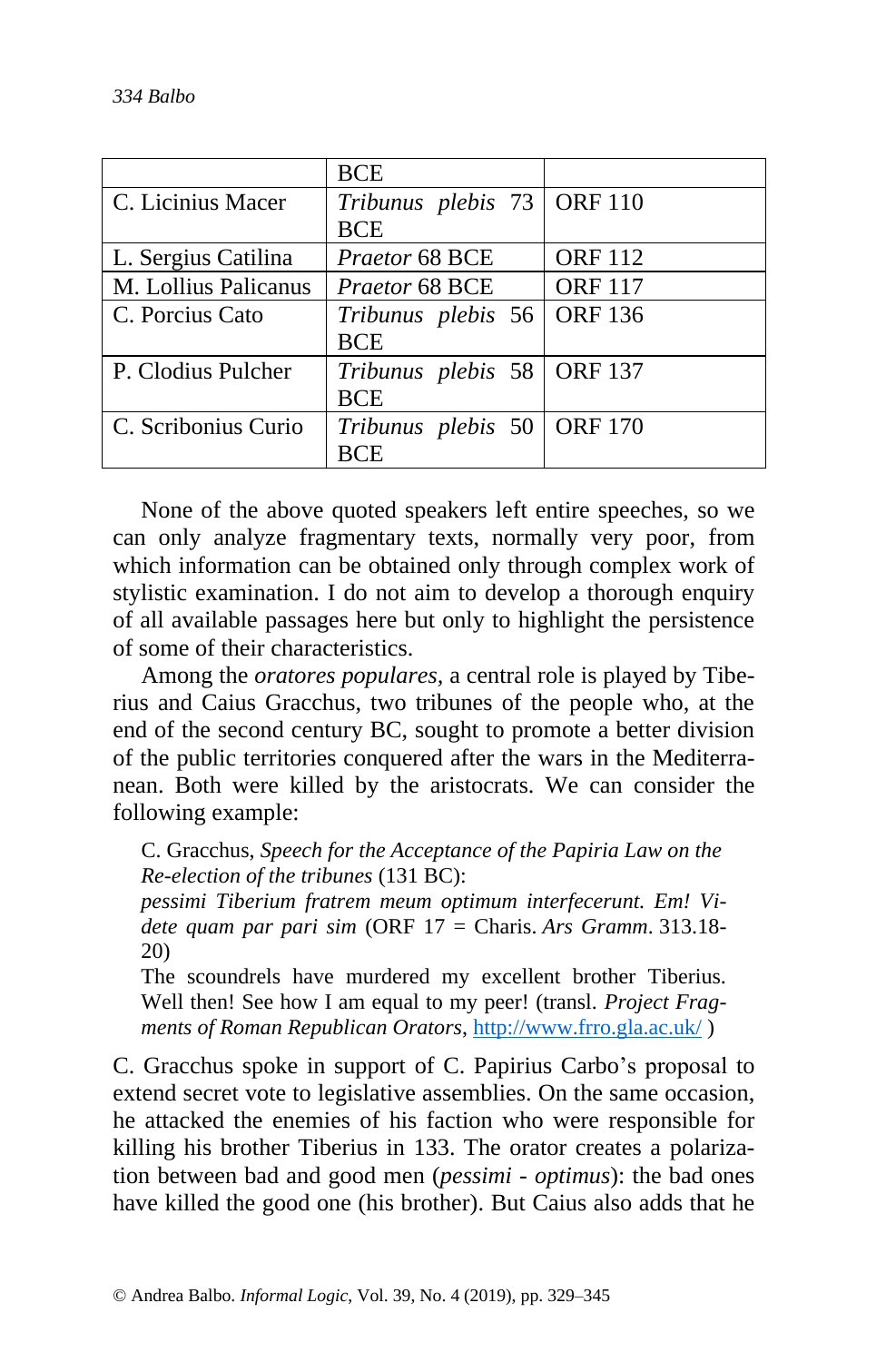| | BCE | |
|---|---|---|
| C. Licinius Macer | *Tribunus plebis* 73 BCE | ORF 110 |
| L. Sergius Catilina | *Praetor* 68 BCE | ORF 112 |
| M. Lollius Palicanus | *Praetor* 68 BCE | ORF 117 |
| C. Porcius Cato | *Tribunus plebis* 56 BCE | ORF 136 |
| P. Clodius Pulcher | *Tribunus plebis* 58 BCE | ORF 137 |
| C. Scribonius Curio | *Tribunus plebis* 50 BCE | ORF 170 |

None of the above quoted speakers left entire speeches, so we can only analyze fragmentary texts, normally very poor, from which information can be obtained only through complex work of stylistic examination. I do not aim to develop a thorough enquiry of all available passages here but only to highlight the persistence of some of their characteristics.

Among the *oratores populares*, a central role is played by Tiberius and Caius Gracchus, two tribunes of the people who, at the end of the second century BC, sought to promote a better division of the public territories conquered after the wars in the Mediterranean. Both were killed by the aristocrats. We can consider the following example:

> C. Gracchus, *Speech for the Acceptance of the Papiria Law on the Re-election of the tribunes* (131 BC):
> *pessimi Tiberium fratrem meum optimum interfecerunt. Em! Videte quam par pari sim* (ORF 17 = Charis. *Ars Gramm*. 313.18-20)
> The scoundrels have murdered my excellent brother Tiberius. Well then! See how I am equal to my peer! (transl. *Project Fragments of Roman Republican Orators*, http://www.frro.gla.ac.uk/ )

C. Gracchus spoke in support of C. Papirius Carbo's proposal to extend secret vote to legislative assemblies. On the same occasion, he attacked the enemies of his faction who were responsible for killing his brother Tiberius in 133. The orator creates a polarization between bad and good men (*pessimi* - *optimus*): the bad ones have killed the good one (his brother). But Caius also adds that he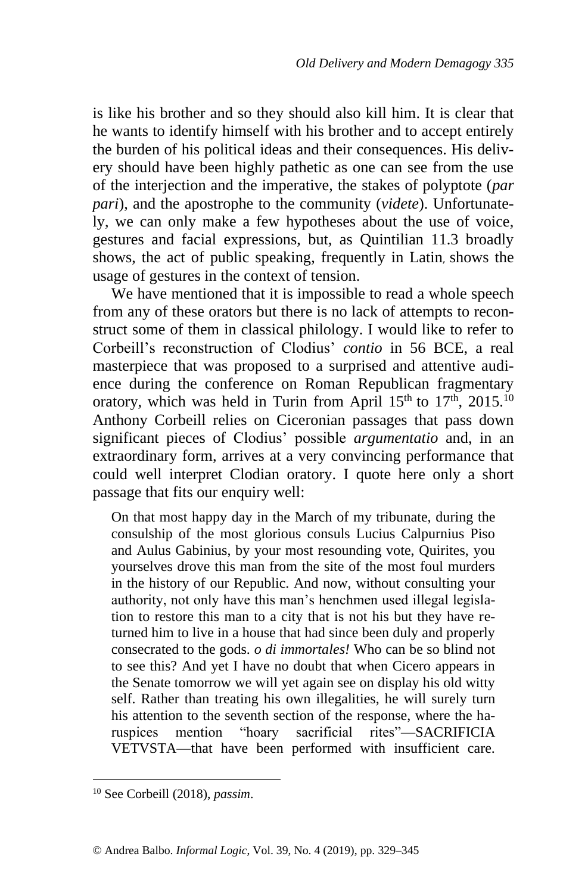is like his brother and so they should also kill him. It is clear that he wants to identify himself with his brother and to accept entirely the burden of his political ideas and their consequences. His delivery should have been highly pathetic as one can see from the use of the interjection and the imperative, the stakes of polyptote (*par pari*), and the apostrophe to the community (*videte*). Unfortunately, we can only make a few hypotheses about the use of voice, gestures and facial expressions, but, as Quintilian 11.3 broadly shows, the act of public speaking, frequently in Latin, shows the usage of gestures in the context of tension.

We have mentioned that it is impossible to read a whole speech from any of these orators but there is no lack of attempts to reconstruct some of them in classical philology. I would like to refer to Corbeill's reconstruction of Clodius' *contio* in 56 BCE, a real masterpiece that was proposed to a surprised and attentive audience during the conference on Roman Republican fragmentary oratory, which was held in Turin from April 15th to 17th, 2015.[10] Anthony Corbeill relies on Ciceronian passages that pass down significant pieces of Clodius' possible *argumentatio* and, in an extraordinary form, arrives at a very convincing performance that could well interpret Clodian oratory. I quote here only a short passage that fits our enquiry well:

> On that most happy day in the March of my tribunate, during the consulship of the most glorious consuls Lucius Calpurnius Piso and Aulus Gabinius, by your most resounding vote, Quirites, you yourselves drove this man from the site of the most foul murders in the history of our Republic. And now, without consulting your authority, not only have this man's henchmen used illegal legislation to restore this man to a city that is not his but they have returned him to live in a house that had since been duly and properly consecrated to the gods. *o di immortales!* Who can be so blind not to see this? And yet I have no doubt that when Cicero appears in the Senate tomorrow we will yet again see on display his old witty self. Rather than treating his own illegalities, he will surely turn his attention to the seventh section of the response, where the haruspices mention "hoary sacrificial rites"—SACRIFICIA VETVSTA—that have been performed with insufficient care.

[10] See Corbeill (2018), *passim*.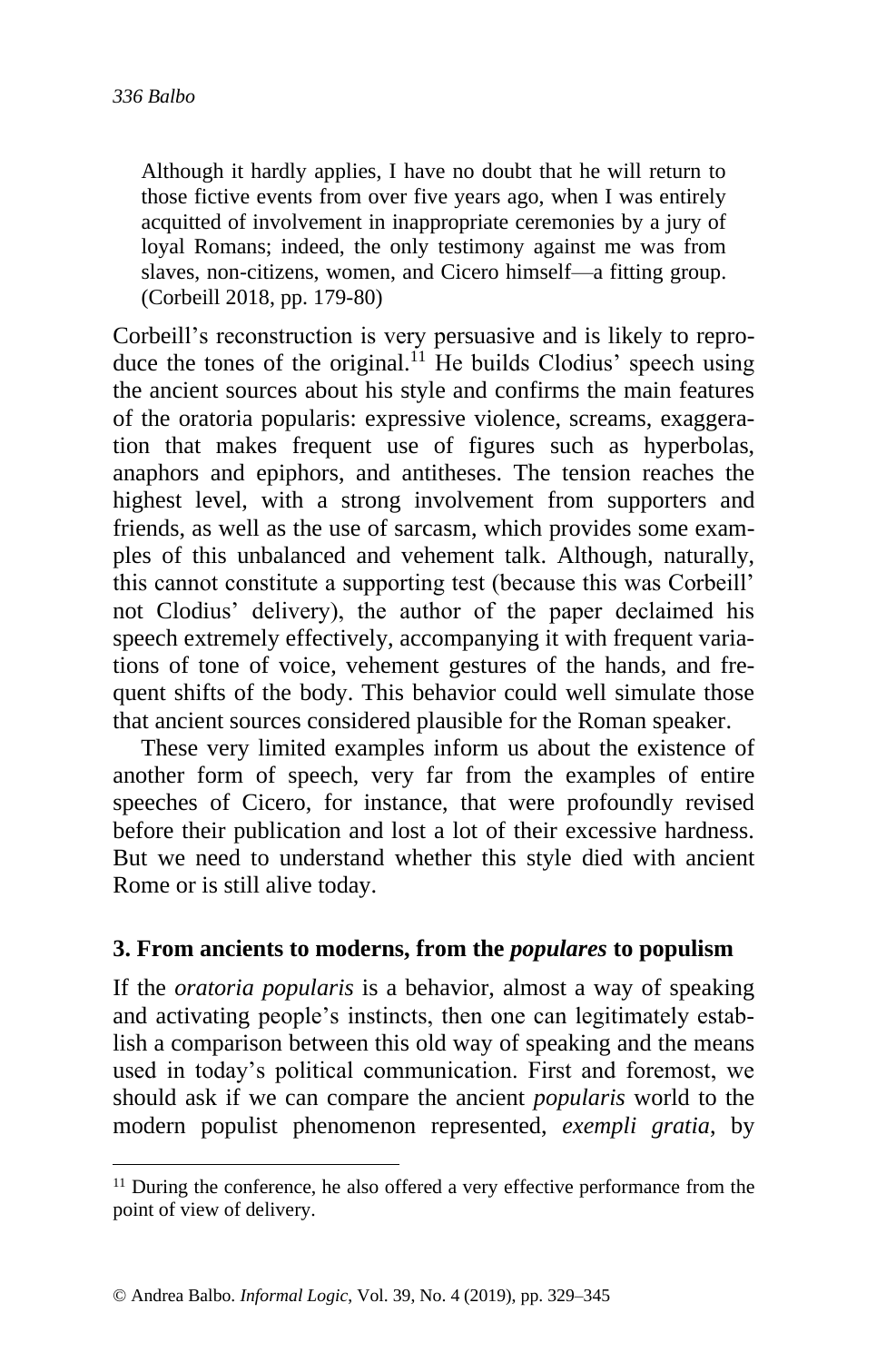> Although it hardly applies, I have no doubt that he will return to those fictive events from over five years ago, when I was entirely acquitted of involvement in inappropriate ceremonies by a jury of loyal Romans; indeed, the only testimony against me was from slaves, non-citizens, women, and Cicero himself—a fitting group. (Corbeill 2018, pp. 179-80)

Corbeill's reconstruction is very persuasive and is likely to reproduce the tones of the original.[11] He builds Clodius' speech using the ancient sources about his style and confirms the main features of the oratoria popularis: expressive violence, screams, exaggeration that makes frequent use of figures such as hyperbolas, anaphors and epiphors, and antitheses. The tension reaches the highest level, with a strong involvement from supporters and friends, as well as the use of sarcasm, which provides some examples of this unbalanced and vehement talk. Although, naturally, this cannot constitute a supporting test (because this was Corbeill' not Clodius' delivery), the author of the paper declaimed his speech extremely effectively, accompanying it with frequent variations of tone of voice, vehement gestures of the hands, and frequent shifts of the body. This behavior could well simulate those that ancient sources considered plausible for the Roman speaker.

These very limited examples inform us about the existence of another form of speech, very far from the examples of entire speeches of Cicero, for instance, that were profoundly revised before their publication and lost a lot of their excessive hardness. But we need to understand whether this style died with ancient Rome or is still alive today.

## 3. From ancients to moderns, from the *populares* to populism

If the *oratoria popularis* is a behavior, almost a way of speaking and activating people's instincts, then one can legitimately establish a comparison between this old way of speaking and the means used in today's political communication. First and foremost, we should ask if we can compare the ancient *popularis* world to the modern populist phenomenon represented, *exempli gratia*, by

[11] During the conference, he also offered a very effective performance from the point of view of delivery.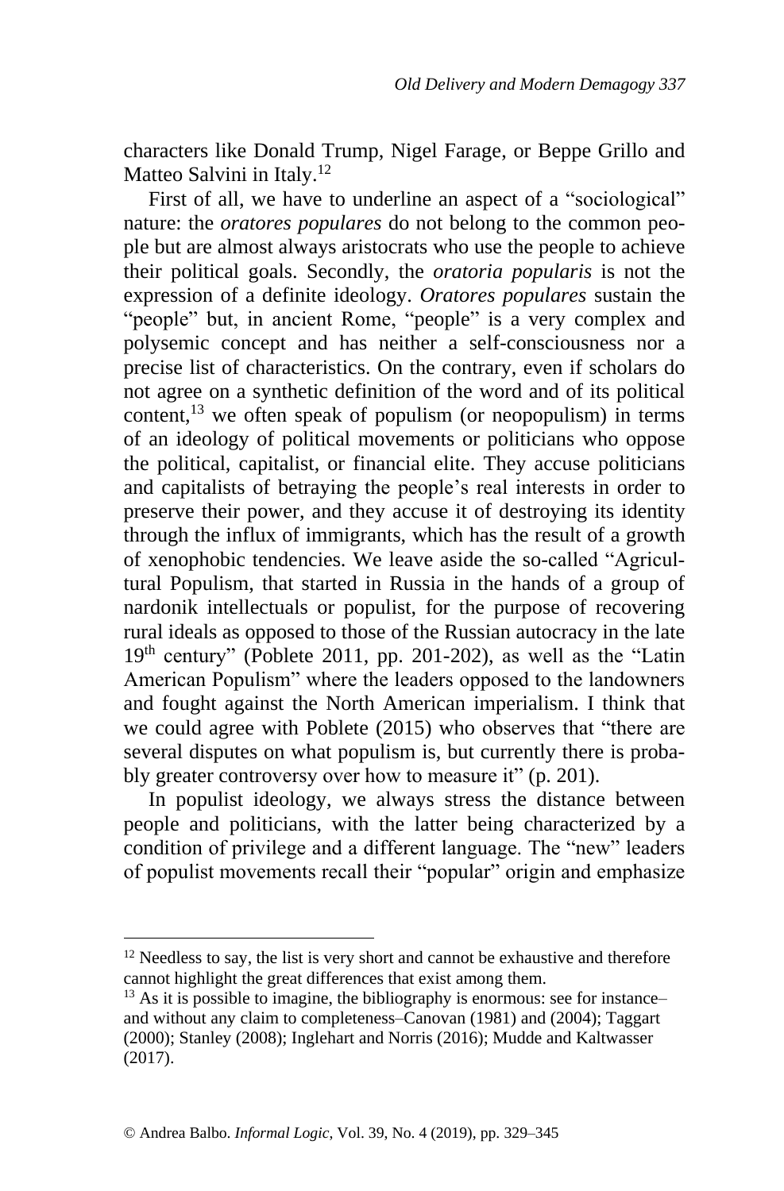characters like Donald Trump, Nigel Farage, or Beppe Grillo and Matteo Salvini in Italy.[12]

First of all, we have to underline an aspect of a "sociological" nature: the *oratores populares* do not belong to the common people but are almost always aristocrats who use the people to achieve their political goals. Secondly, the *oratoria popularis* is not the expression of a definite ideology. *Oratores populares* sustain the "people" but, in ancient Rome, "people" is a very complex and polysemic concept and has neither a self-consciousness nor a precise list of characteristics. On the contrary, even if scholars do not agree on a synthetic definition of the word and of its political content,[13] we often speak of populism (or neopopulism) in terms of an ideology of political movements or politicians who oppose the political, capitalist, or financial elite. They accuse politicians and capitalists of betraying the people's real interests in order to preserve their power, and they accuse it of destroying its identity through the influx of immigrants, which has the result of a growth of xenophobic tendencies. We leave aside the so-called "Agricultural Populism, that started in Russia in the hands of a group of nardonik intellectuals or populist, for the purpose of recovering rural ideals as opposed to those of the Russian autocracy in the late 19th century" (Poblete 2011, pp. 201-202), as well as the "Latin American Populism" where the leaders opposed to the landowners and fought against the North American imperialism. I think that we could agree with Poblete (2015) who observes that "there are several disputes on what populism is, but currently there is probably greater controversy over how to measure it" (p. 201).

In populist ideology, we always stress the distance between people and politicians, with the latter being characterized by a condition of privilege and a different language. The "new" leaders of populist movements recall their "popular" origin and emphasize

---

[12] Needless to say, the list is very short and cannot be exhaustive and therefore cannot highlight the great differences that exist among them.

[13] As it is possible to imagine, the bibliography is enormous: see for instance–and without any claim to completeness–Canovan (1981) and (2004); Taggart (2000); Stanley (2008); Inglehart and Norris (2016); Mudde and Kaltwasser (2017).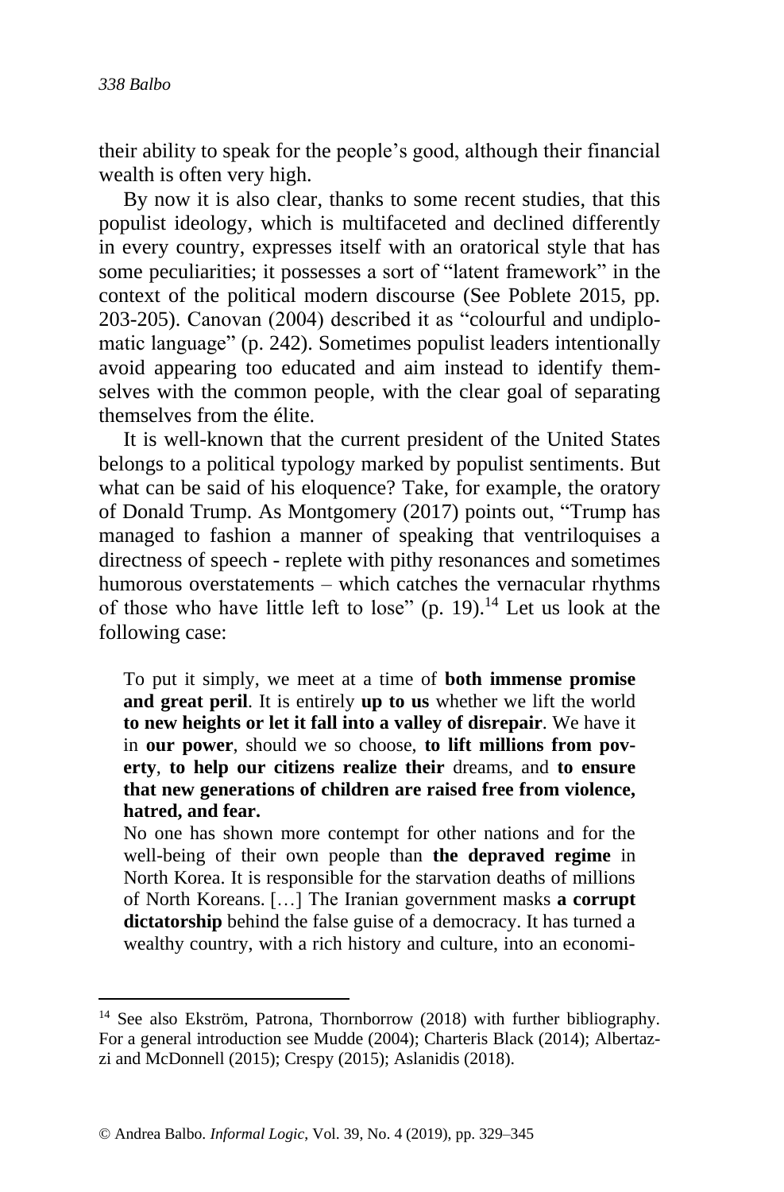their ability to speak for the people's good, although their financial wealth is often very high.

By now it is also clear, thanks to some recent studies, that this populist ideology, which is multifaceted and declined differently in every country, expresses itself with an oratorical style that has some peculiarities; it possesses a sort of "latent framework" in the context of the political modern discourse (See Poblete 2015, pp. 203-205). Canovan (2004) described it as "colourful and undiplomatic language" (p. 242). Sometimes populist leaders intentionally avoid appearing too educated and aim instead to identify themselves with the common people, with the clear goal of separating themselves from the élite.

It is well-known that the current president of the United States belongs to a political typology marked by populist sentiments. But what can be said of his eloquence? Take, for example, the oratory of Donald Trump. As Montgomery (2017) points out, "Trump has managed to fashion a manner of speaking that ventriloquises a directness of speech - replete with pithy resonances and sometimes humorous overstatements – which catches the vernacular rhythms of those who have little left to lose" (p. 19).[14] Let us look at the following case:

> To put it simply, we meet at a time of **both immense promise and great peril**. It is entirely **up to us** whether we lift the world **to new heights or let it fall into a valley of disrepair**. We have it in **our power**, should we so choose, **to lift millions from poverty**, **to help our citizens realize their** dreams, and **to ensure that new generations of children are raised free from violence, hatred, and fear.**
>
> No one has shown more contempt for other nations and for the well-being of their own people than **the depraved regime** in North Korea. It is responsible for the starvation deaths of millions of North Koreans. […] The Iranian government masks **a corrupt dictatorship** behind the false guise of a democracy. It has turned a wealthy country, with a rich history and culture, into an economi-

[14] See also Ekström, Patrona, Thornborrow (2018) with further bibliography. For a general introduction see Mudde (2004); Charteris Black (2014); Albertazzi and McDonnell (2015); Crespy (2015); Aslanidis (2018).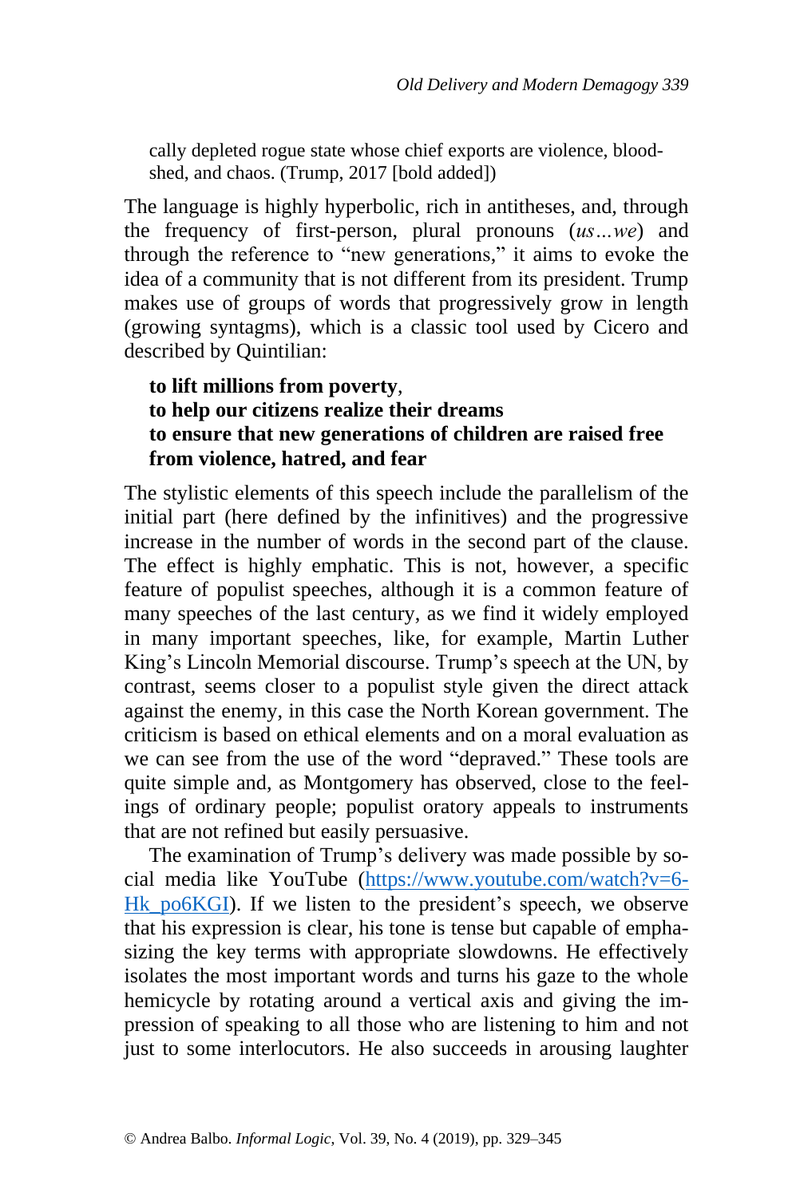cally depleted rogue state whose chief exports are violence, bloodshed, and chaos. (Trump, 2017 [bold added])

The language is highly hyperbolic, rich in antitheses, and, through the frequency of first-person, plural pronouns (*us…we*) and through the reference to "new generations," it aims to evoke the idea of a community that is not different from its president. Trump makes use of groups of words that progressively grow in length (growing syntagms), which is a classic tool used by Cicero and described by Quintilian:

> **to lift millions from poverty**,
> **to help our citizens realize their dreams**
> **to ensure that new generations of children are raised free from violence, hatred, and fear**

The stylistic elements of this speech include the parallelism of the initial part (here defined by the infinitives) and the progressive increase in the number of words in the second part of the clause. The effect is highly emphatic. This is not, however, a specific feature of populist speeches, although it is a common feature of many speeches of the last century, as we find it widely employed in many important speeches, like, for example, Martin Luther King's Lincoln Memorial discourse. Trump's speech at the UN, by contrast, seems closer to a populist style given the direct attack against the enemy, in this case the North Korean government. The criticism is based on ethical elements and on a moral evaluation as we can see from the use of the word "depraved." These tools are quite simple and, as Montgomery has observed, close to the feelings of ordinary people; populist oratory appeals to instruments that are not refined but easily persuasive.

The examination of Trump's delivery was made possible by social media like YouTube (https://www.youtube.com/watch?v=6-Hk_po6KGI). If we listen to the president's speech, we observe that his expression is clear, his tone is tense but capable of emphasizing the key terms with appropriate slowdowns. He effectively isolates the most important words and turns his gaze to the whole hemicycle by rotating around a vertical axis and giving the impression of speaking to all those who are listening to him and not just to some interlocutors. He also succeeds in arousing laughter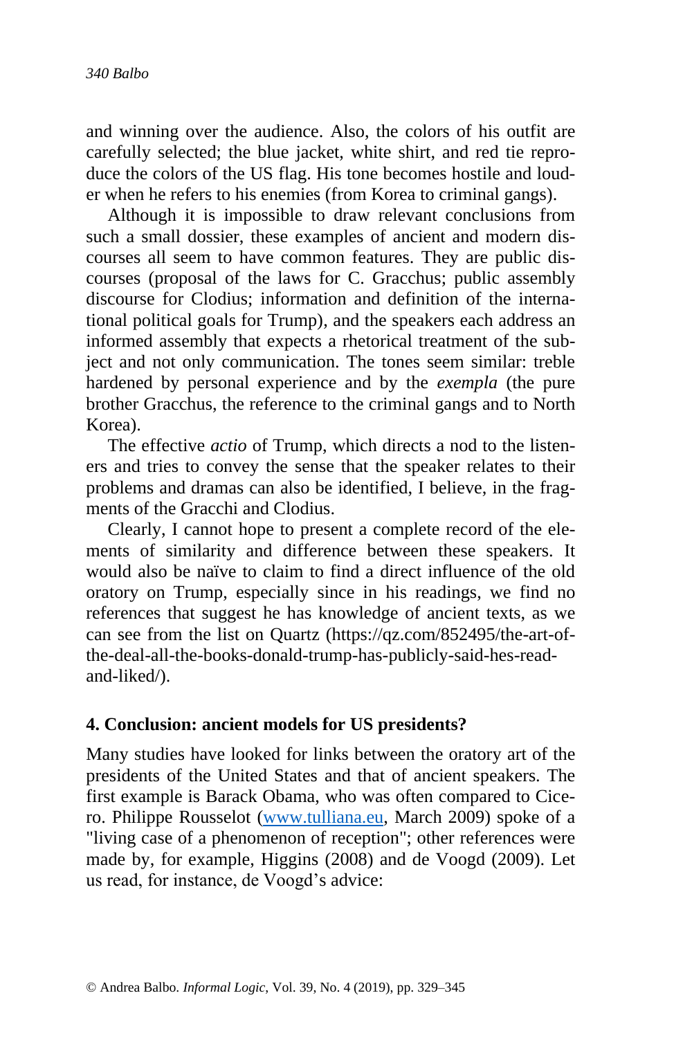and winning over the audience. Also, the colors of his outfit are carefully selected; the blue jacket, white shirt, and red tie reproduce the colors of the US flag. His tone becomes hostile and louder when he refers to his enemies (from Korea to criminal gangs).

Although it is impossible to draw relevant conclusions from such a small dossier, these examples of ancient and modern discourses all seem to have common features. They are public discourses (proposal of the laws for C. Gracchus; public assembly discourse for Clodius; information and definition of the international political goals for Trump), and the speakers each address an informed assembly that expects a rhetorical treatment of the subject and not only communication. The tones seem similar: treble hardened by personal experience and by the *exempla* (the pure brother Gracchus, the reference to the criminal gangs and to North Korea).

The effective *actio* of Trump, which directs a nod to the listeners and tries to convey the sense that the speaker relates to their problems and dramas can also be identified, I believe, in the fragments of the Gracchi and Clodius.

Clearly, I cannot hope to present a complete record of the elements of similarity and difference between these speakers. It would also be naïve to claim to find a direct influence of the old oratory on Trump, especially since in his readings, we find no references that suggest he has knowledge of ancient texts, as we can see from the list on Quartz (https://qz.com/852495/the-art-of-the-deal-all-the-books-donald-trump-has-publicly-said-hes-read-and-liked/).

## 4. Conclusion: ancient models for US presidents?

Many studies have looked for links between the oratory art of the presidents of the United States and that of ancient speakers. The first example is Barack Obama, who was often compared to Cicero. Philippe Rousselot (www.tulliana.eu, March 2009) spoke of a "living case of a phenomenon of reception"; other references were made by, for example, Higgins (2008) and de Voogd (2009). Let us read, for instance, de Voogd's advice: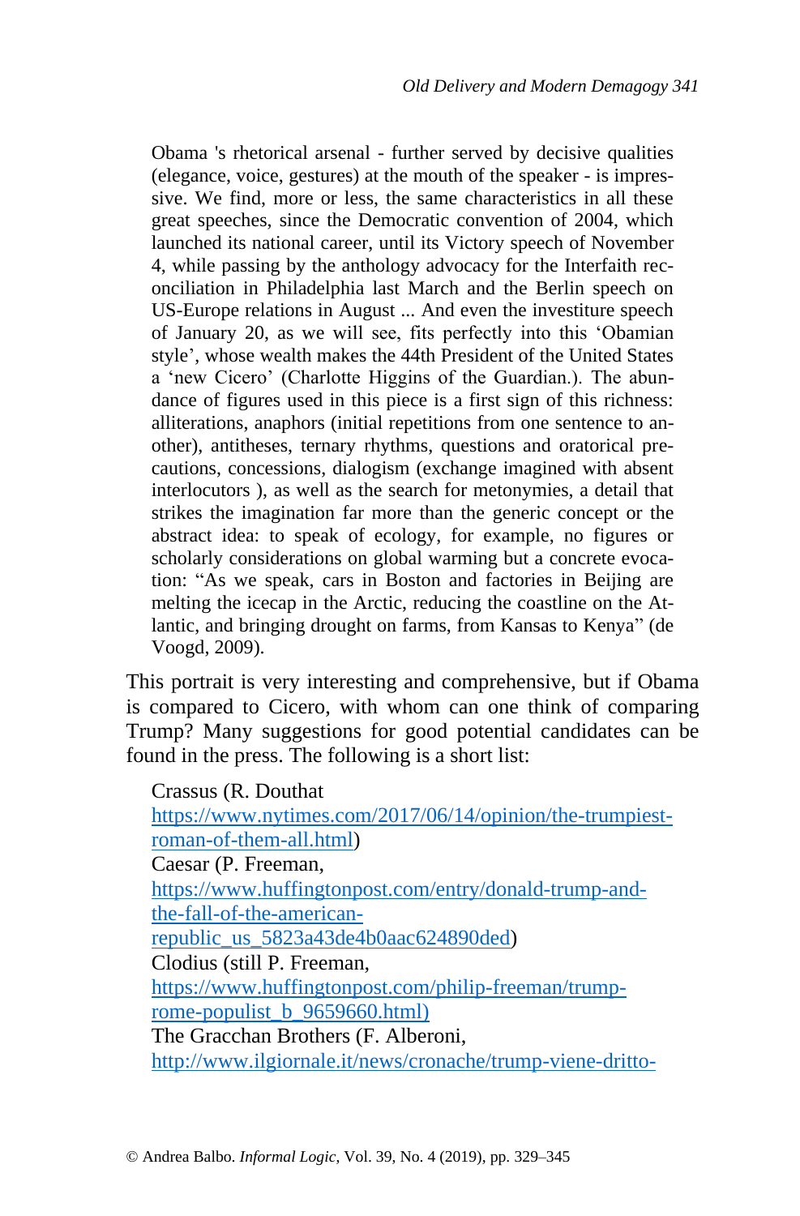> Obama 's rhetorical arsenal - further served by decisive qualities (elegance, voice, gestures) at the mouth of the speaker - is impressive. We find, more or less, the same characteristics in all these great speeches, since the Democratic convention of 2004, which launched its national career, until its Victory speech of November 4, while passing by the anthology advocacy for the Interfaith reconciliation in Philadelphia last March and the Berlin speech on US-Europe relations in August ... And even the investiture speech of January 20, as we will see, fits perfectly into this 'Obamian style', whose wealth makes the 44th President of the United States a 'new Cicero' (Charlotte Higgins of the Guardian.). The abundance of figures used in this piece is a first sign of this richness: alliterations, anaphors (initial repetitions from one sentence to another), antitheses, ternary rhythms, questions and oratorical precautions, concessions, dialogism (exchange imagined with absent interlocutors ), as well as the search for metonymies, a detail that strikes the imagination far more than the generic concept or the abstract idea: to speak of ecology, for example, no figures or scholarly considerations on global warming but a concrete evocation: "As we speak, cars in Boston and factories in Beijing are melting the icecap in the Arctic, reducing the coastline on the Atlantic, and bringing drought on farms, from Kansas to Kenya" (de Voogd, 2009).

This portrait is very interesting and comprehensive, but if Obama is compared to Cicero, with whom can one think of comparing Trump? Many suggestions for good potential candidates can be found in the press. The following is a short list:

Crassus (R. Douthat https://www.nytimes.com/2017/06/14/opinion/the-trumpiest-roman-of-them-all.html)
Caesar (P. Freeman, https://www.huffingtonpost.com/entry/donald-trump-and-the-fall-of-the-american-republic_us_5823a43de4b0aac624890ded)
Clodius (still P. Freeman, https://www.huffingtonpost.com/philip-freeman/trump-rome-populist_b_9659660.html)
The Gracchan Brothers (F. Alberoni, http://www.ilgiornale.it/news/cronache/trump-viene-dritto-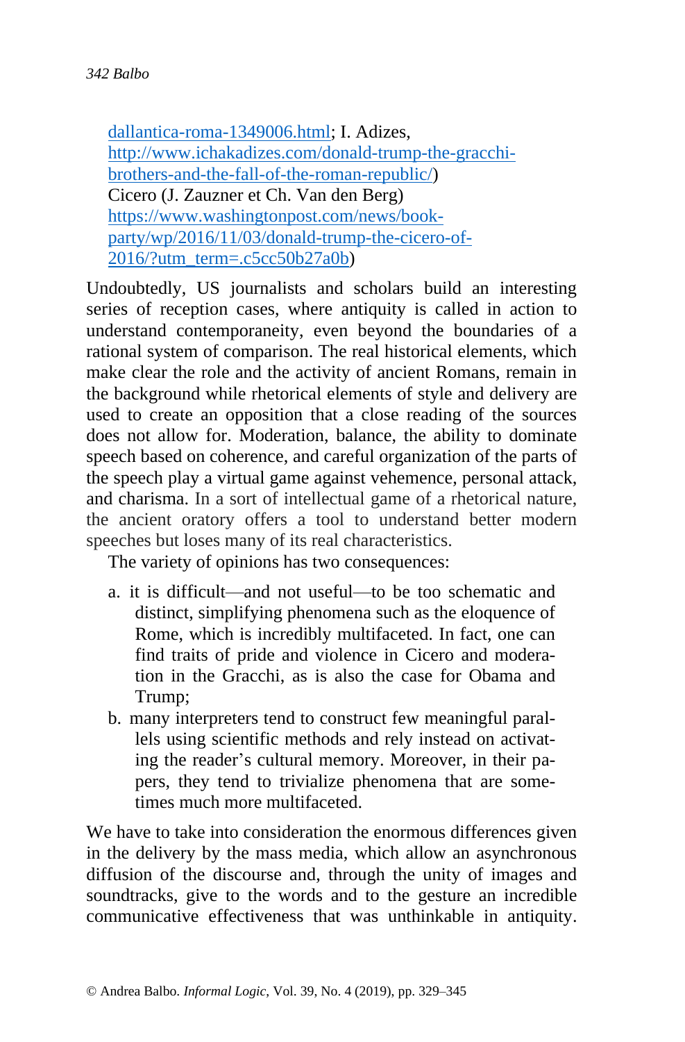dallantica-roma-1349006.html; I. Adizes, http://www.ichakadizes.com/donald-trump-the-gracchi-brothers-and-the-fall-of-the-roman-republic/)
Cicero (J. Zauzner et Ch. Van den Berg) https://www.washingtonpost.com/news/book-party/wp/2016/11/03/donald-trump-the-cicero-of-2016/?utm_term=.c5cc50b27a0b)

Undoubtedly, US journalists and scholars build an interesting series of reception cases, where antiquity is called in action to understand contemporaneity, even beyond the boundaries of a rational system of comparison. The real historical elements, which make clear the role and the activity of ancient Romans, remain in the background while rhetorical elements of style and delivery are used to create an opposition that a close reading of the sources does not allow for. Moderation, balance, the ability to dominate speech based on coherence, and careful organization of the parts of the speech play a virtual game against vehemence, personal attack, and charisma. In a sort of intellectual game of a rhetorical nature, the ancient oratory offers a tool to understand better modern speeches but loses many of its real characteristics.

The variety of opinions has two consequences:

a. it is difficult—and not useful—to be too schematic and distinct, simplifying phenomena such as the eloquence of Rome, which is incredibly multifaceted. In fact, one can find traits of pride and violence in Cicero and moderation in the Gracchi, as is also the case for Obama and Trump;
b. many interpreters tend to construct few meaningful parallels using scientific methods and rely instead on activating the reader's cultural memory. Moreover, in their papers, they tend to trivialize phenomena that are sometimes much more multifaceted.

We have to take into consideration the enormous differences given in the delivery by the mass media, which allow an asynchronous diffusion of the discourse and, through the unity of images and soundtracks, give to the words and to the gesture an incredible communicative effectiveness that was unthinkable in antiquity.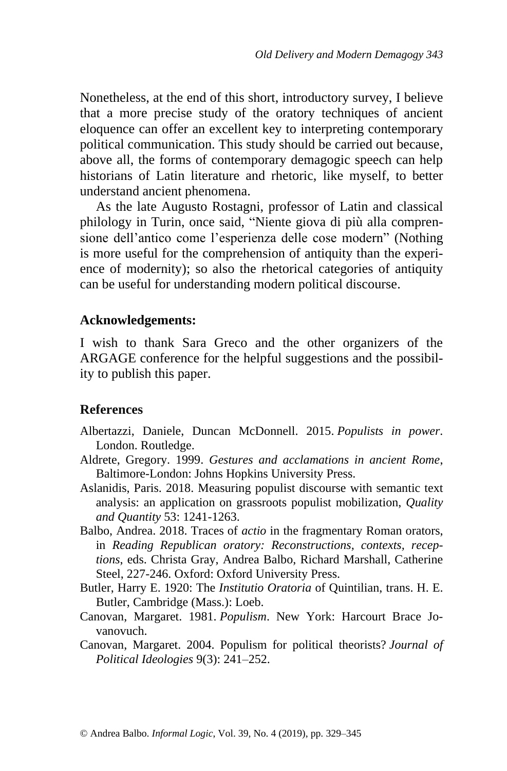Nonetheless, at the end of this short, introductory survey, I believe that a more precise study of the oratory techniques of ancient eloquence can offer an excellent key to interpreting contemporary political communication. This study should be carried out because, above all, the forms of contemporary demagogic speech can help historians of Latin literature and rhetoric, like myself, to better understand ancient phenomena.

As the late Augusto Rostagni, professor of Latin and classical philology in Turin, once said, "Niente giova di più alla comprensione dell'antico come l'esperienza delle cose modern" (Nothing is more useful for the comprehension of antiquity than the experience of modernity); so also the rhetorical categories of antiquity can be useful for understanding modern political discourse.

## Acknowledgements:

I wish to thank Sara Greco and the other organizers of the ARGAGE conference for the helpful suggestions and the possibility to publish this paper.

## References

Albertazzi, Daniele, Duncan McDonnell. 2015. *Populists in power*. London. Routledge.

Aldrete, Gregory. 1999. *Gestures and acclamations in ancient Rome*, Baltimore-London: Johns Hopkins University Press.

Aslanidis, Paris. 2018. Measuring populist discourse with semantic text analysis: an application on grassroots populist mobilization, *Quality and Quantity* 53: 1241-1263.

Balbo, Andrea. 2018. Traces of *actio* in the fragmentary Roman orators, in *Reading Republican oratory: Reconstructions, contexts, receptions*, eds. Christa Gray, Andrea Balbo, Richard Marshall, Catherine Steel, 227-246. Oxford: Oxford University Press.

Butler, Harry E. 1920: The *Institutio Oratoria* of Quintilian, trans. H. E. Butler, Cambridge (Mass.): Loeb.

Canovan, Margaret. 1981. *Populism*. New York: Harcourt Brace Jovanovuch.

Canovan, Margaret. 2004. Populism for political theorists? *Journal of Political Ideologies* 9(3): 241–252.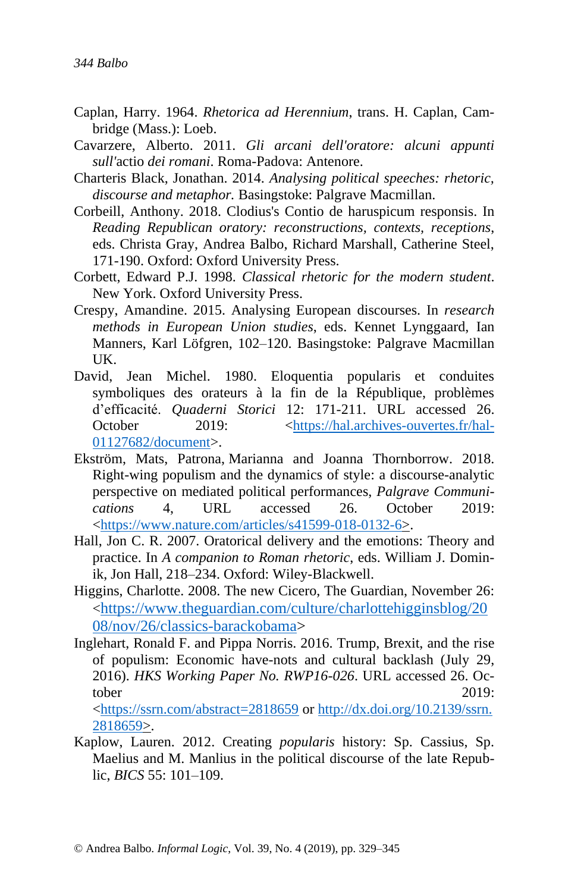Caplan, Harry. 1964. *Rhetorica ad Herennium*, trans. H. Caplan, Cambridge (Mass.): Loeb.

Cavarzere, Alberto. 2011. *Gli arcani dell'oratore: alcuni appunti sull'*actio *dei romani*. Roma-Padova: Antenore.

Charteris Black, Jonathan. 2014. *Analysing political speeches: rhetoric, discourse and metaphor.* Basingstoke: Palgrave Macmillan.

Corbeill, Anthony. 2018. Clodius's Contio de haruspicum responsis. In *Reading Republican oratory: reconstructions, contexts, receptions*, eds. Christa Gray, Andrea Balbo, Richard Marshall, Catherine Steel, 171-190. Oxford: Oxford University Press.

Corbett, Edward P.J. 1998. *Classical rhetoric for the modern student*. New York. Oxford University Press.

Crespy, Amandine. 2015. Analysing European discourses. In *research methods in European Union studies*, eds. Kennet Lynggaard, Ian Manners, Karl Löfgren, 102–120. Basingstoke: Palgrave Macmillan UK.

David, Jean Michel. 1980. Eloquentia popularis et conduites symboliques des orateurs à la fin de la République, problèmes d'efficacité. *Quaderni Storici* 12: 171-211. URL accessed 26. October 2019: <https://hal.archives-ouvertes.fr/hal-01127682/document>.

Ekström, Mats, Patrona, Marianna and Joanna Thornborrow. 2018. Right-wing populism and the dynamics of style: a discourse-analytic perspective on mediated political performances, *Palgrave Communications* 4, URL accessed 26. October 2019: <https://www.nature.com/articles/s41599-018-0132-6>.

Hall, Jon C. R. 2007. Oratorical delivery and the emotions: Theory and practice. In *A companion to Roman rhetoric*, eds. William J. Dominik, Jon Hall, 218–234. Oxford: Wiley-Blackwell.

Higgins, Charlotte. 2008. The new Cicero, The Guardian, November 26: <https://www.theguardian.com/culture/charlottehigginsblog/2008/nov/26/classics-barackobama>

Inglehart, Ronald F. and Pippa Norris. 2016. Trump, Brexit, and the rise of populism: Economic have-nots and cultural backlash (July 29, 2016). *HKS Working Paper No. RWP16-026*. URL accessed 26. October 2019: <https://ssrn.com/abstract=2818659 or http://dx.doi.org/10.2139/ssrn.2818659>.

Kaplow, Lauren. 2012. Creating *popularis* history: Sp. Cassius, Sp. Maelius and M. Manlius in the political discourse of the late Republic, *BICS* 55: 101–109.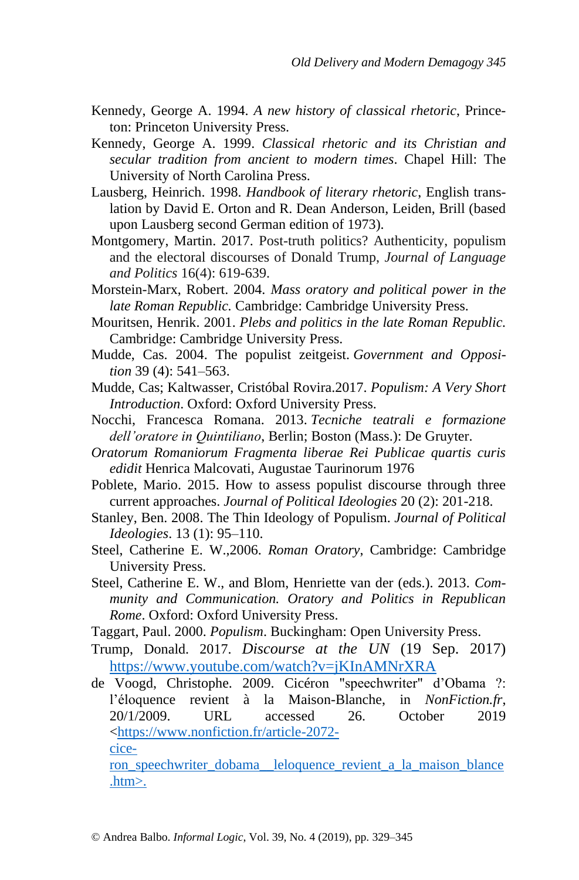Kennedy, George A. 1994. *A new history of classical rhetoric*, Princeton: Princeton University Press.

Kennedy, George A. 1999. *Classical rhetoric and its Christian and secular tradition from ancient to modern times*. Chapel Hill: The University of North Carolina Press.

Lausberg, Heinrich. 1998. *Handbook of literary rhetoric*, English translation by David E. Orton and R. Dean Anderson, Leiden, Brill (based upon Lausberg second German edition of 1973).

Montgomery, Martin. 2017. Post-truth politics? Authenticity, populism and the electoral discourses of Donald Trump, *Journal of Language and Politics* 16(4): 619-639.

Morstein-Marx, Robert. 2004. *Mass oratory and political power in the late Roman Republic.* Cambridge: Cambridge University Press.

Mouritsen, Henrik. 2001. *Plebs and politics in the late Roman Republic.* Cambridge: Cambridge University Press.

Mudde, Cas. 2004. The populist zeitgeist. *Government and Opposition* 39 (4): 541–563.

Mudde, Cas; Kaltwasser, Cristóbal Rovira.2017. *Populism: A Very Short Introduction*. Oxford: Oxford University Press.

Nocchi, Francesca Romana. 2013. *Tecniche teatrali e formazione dell'oratore in Quintiliano*, Berlin; Boston (Mass.): De Gruyter.

*Oratorum Romaniorum Fragmenta liberae Rei Publicae quartis curis edidit* Henrica Malcovati, Augustae Taurinorum 1976

Poblete, Mario. 2015. How to assess populist discourse through three current approaches. *Journal of Political Ideologies* 20 (2): 201-218.

Stanley, Ben. 2008. The Thin Ideology of Populism. *Journal of Political Ideologies*. 13 (1): 95–110.

Steel, Catherine E. W.,2006. *Roman Oratory*, Cambridge: Cambridge University Press.

Steel, Catherine E. W., and Blom, Henriette van der (eds.). 2013. *Community and Communication. Oratory and Politics in Republican Rome*. Oxford: Oxford University Press.

Taggart, Paul. 2000. *Populism*. Buckingham: Open University Press.

Trump, Donald. 2017. *Discourse at the UN* (19 Sep. 2017) https://www.youtube.com/watch?v=jKInAMNrXRA

de Voogd, Christophe. 2009. Cicéron "speechwriter" d'Obama ?: l'éloquence revient à la Maison-Blanche, in *NonFiction.fr*, 20/1/2009. URL accessed 26. October 2019 <https://www.nonfiction.fr/article-2072-cicе-ron_speechwriter_dobama__leloquence_revient_a_la_maison_blance.htm>.